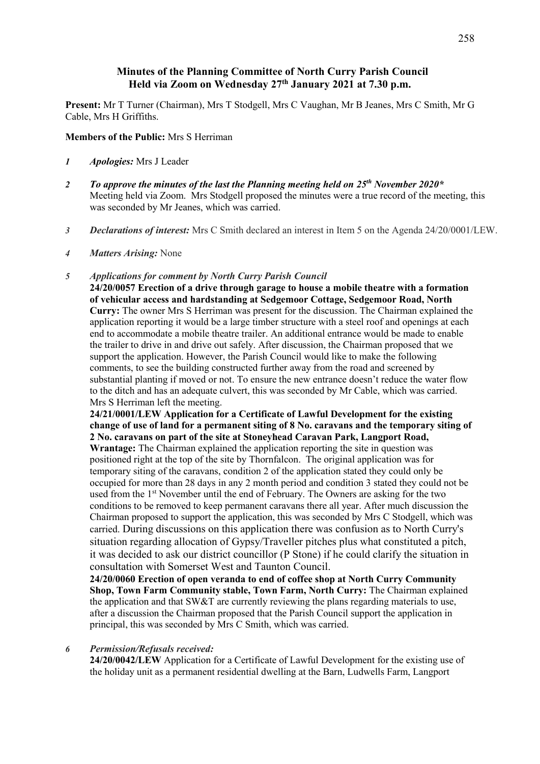# Minutes of the Planning Committee of North Curry Parish Council
## Held via Zoom on Wednesday 27th January 2021 at 7.30 p.m.

**Present:** Mr T Turner (Chairman), Mrs T Stodgell, Mrs C Vaughan, Mr B Jeanes, Mrs C Smith, Mr G Cable, Mrs H Griffiths.

**Members of the Public:** Mrs S Herriman

*1* ***Apologies:*** Mrs J Leader

*2* ***To approve the minutes of the last the Planning meeting held on 25th November 2020**** Meeting held via Zoom. Mrs Stodgell proposed the minutes were a true record of the meeting, this was seconded by Mr Jeanes, which was carried.

*3* ***Declarations of interest:*** Mrs C Smith declared an interest in Item 5 on the Agenda 24/20/0001/LEW.

*4* ***Matters Arising:*** None

*5* ***Applications for comment by North Curry Parish Council***

**24/20/0057 Erection of a drive through garage to house a mobile theatre with a formation of vehicular access and hardstanding at Sedgemoor Cottage, Sedgemoor Road, North Curry:** The owner Mrs S Herriman was present for the discussion. The Chairman explained the application reporting it would be a large timber structure with a steel roof and openings at each end to accommodate a mobile theatre trailer. An additional entrance would be made to enable the trailer to drive in and drive out safely. After discussion, the Chairman proposed that we support the application. However, the Parish Council would like to make the following comments, to see the building constructed further away from the road and screened by substantial planting if moved or not. To ensure the new entrance doesn't reduce the water flow to the ditch and has an adequate culvert, this was seconded by Mr Cable, which was carried. Mrs S Herriman left the meeting.

**24/21/0001/LEW Application for a Certificate of Lawful Development for the existing change of use of land for a permanent siting of 8 No. caravans and the temporary siting of 2 No. caravans on part of the site at Stoneyhead Caravan Park, Langport Road, Wrantage:** The Chairman explained the application reporting the site in question was positioned right at the top of the site by Thornfalcon. The original application was for temporary siting of the caravans, condition 2 of the application stated they could only be occupied for more than 28 days in any 2 month period and condition 3 stated they could not be used from the 1st November until the end of February. The Owners are asking for the two conditions to be removed to keep permanent caravans there all year. After much discussion the Chairman proposed to support the application, this was seconded by Mrs C Stodgell, which was carried. During discussions on this application there was confusion as to North Curry's situation regarding allocation of Gypsy/Traveller pitches plus what constituted a pitch, it was decided to ask our district councillor (P Stone) if he could clarify the situation in consultation with Somerset West and Taunton Council.

**24/20/0060 Erection of open veranda to end of coffee shop at North Curry Community Shop, Town Farm Community stable, Town Farm, North Curry:** The Chairman explained the application and that SW&T are currently reviewing the plans regarding materials to use, after a discussion the Chairman proposed that the Parish Council support the application in principal, this was seconded by Mrs C Smith, which was carried.

*6* ***Permission/Refusals received:***

**24/20/0042/LEW** Application for a Certificate of Lawful Development for the existing use of the holiday unit as a permanent residential dwelling at the Barn, Ludwells Farm, Langport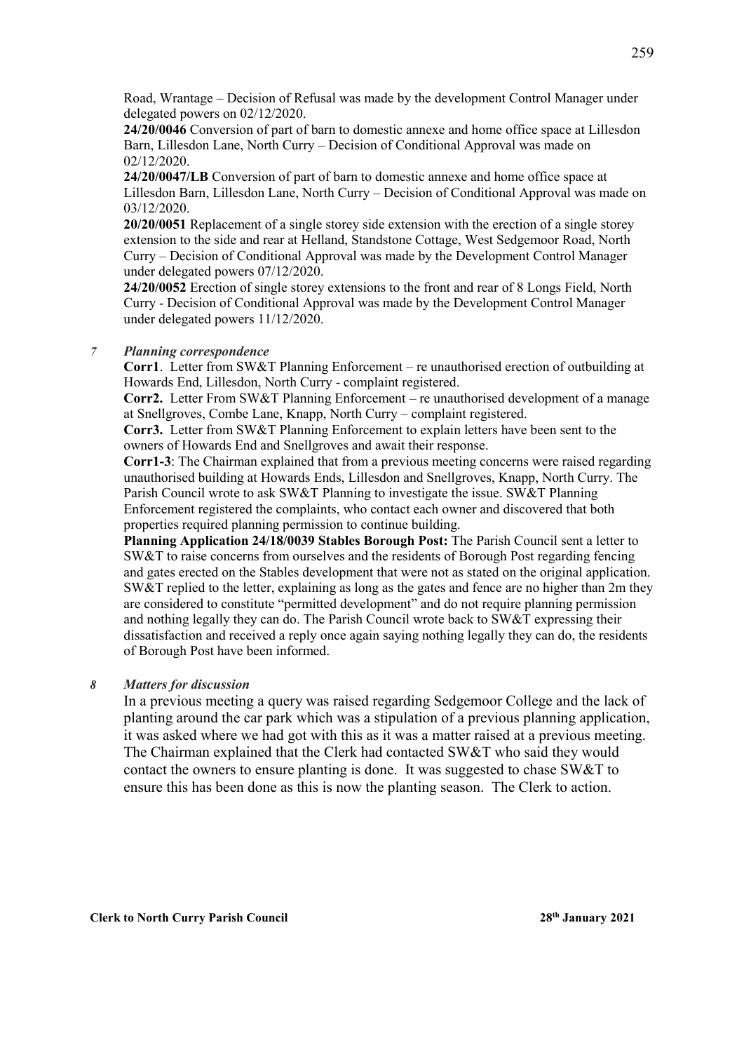Road, Wrantage – Decision of Refusal was made by the development Control Manager under delegated powers on 02/12/2020.

**24/20/0046** Conversion of part of barn to domestic annexe and home office space at Lillesdon Barn, Lillesdon Lane, North Curry – Decision of Conditional Approval was made on 02/12/2020.

**24/20/0047/LB** Conversion of part of barn to domestic annexe and home office space at Lillesdon Barn, Lillesdon Lane, North Curry – Decision of Conditional Approval was made on 03/12/2020.

**20/20/0051** Replacement of a single storey side extension with the erection of a single storey extension to the side and rear at Helland, Standstone Cottage, West Sedgemoor Road, North Curry – Decision of Conditional Approval was made by the Development Control Manager under delegated powers 07/12/2020.

**24/20/0052** Erection of single storey extensions to the front and rear of 8 Longs Field, North Curry - Decision of Conditional Approval was made by the Development Control Manager under delegated powers 11/12/2020.

*7 Planning correspondence*

**Corr1**. Letter from SW&T Planning Enforcement – re unauthorised erection of outbuilding at Howards End, Lillesdon, North Curry - complaint registered.

**Corr2.** Letter From SW&T Planning Enforcement – re unauthorised development of a manage at Snellgroves, Combe Lane, Knapp, North Curry – complaint registered.

**Corr3.** Letter from SW&T Planning Enforcement to explain letters have been sent to the owners of Howards End and Snellgroves and await their response.

**Corr1-3**: The Chairman explained that from a previous meeting concerns were raised regarding unauthorised building at Howards Ends, Lillesdon and Snellgroves, Knapp, North Curry. The Parish Council wrote to ask SW&T Planning to investigate the issue. SW&T Planning Enforcement registered the complaints, who contact each owner and discovered that both properties required planning permission to continue building.

**Planning Application 24/18/0039 Stables Borough Post:** The Parish Council sent a letter to SW&T to raise concerns from ourselves and the residents of Borough Post regarding fencing and gates erected on the Stables development that were not as stated on the original application. SW&T replied to the letter, explaining as long as the gates and fence are no higher than 2m they are considered to constitute "permitted development" and do not require planning permission and nothing legally they can do. The Parish Council wrote back to SW&T expressing their dissatisfaction and received a reply once again saying nothing legally they can do, the residents of Borough Post have been informed.

*8 Matters for discussion*

In a previous meeting a query was raised regarding Sedgemoor College and the lack of planting around the car park which was a stipulation of a previous planning application, it was asked where we had got with this as it was a matter raised at a previous meeting. The Chairman explained that the Clerk had contacted SW&T who said they would contact the owners to ensure planting is done. It was suggested to chase SW&T to ensure this has been done as this is now the planting season. The Clerk to action.

**Clerk to North Curry Parish Council** **28th January 2021**